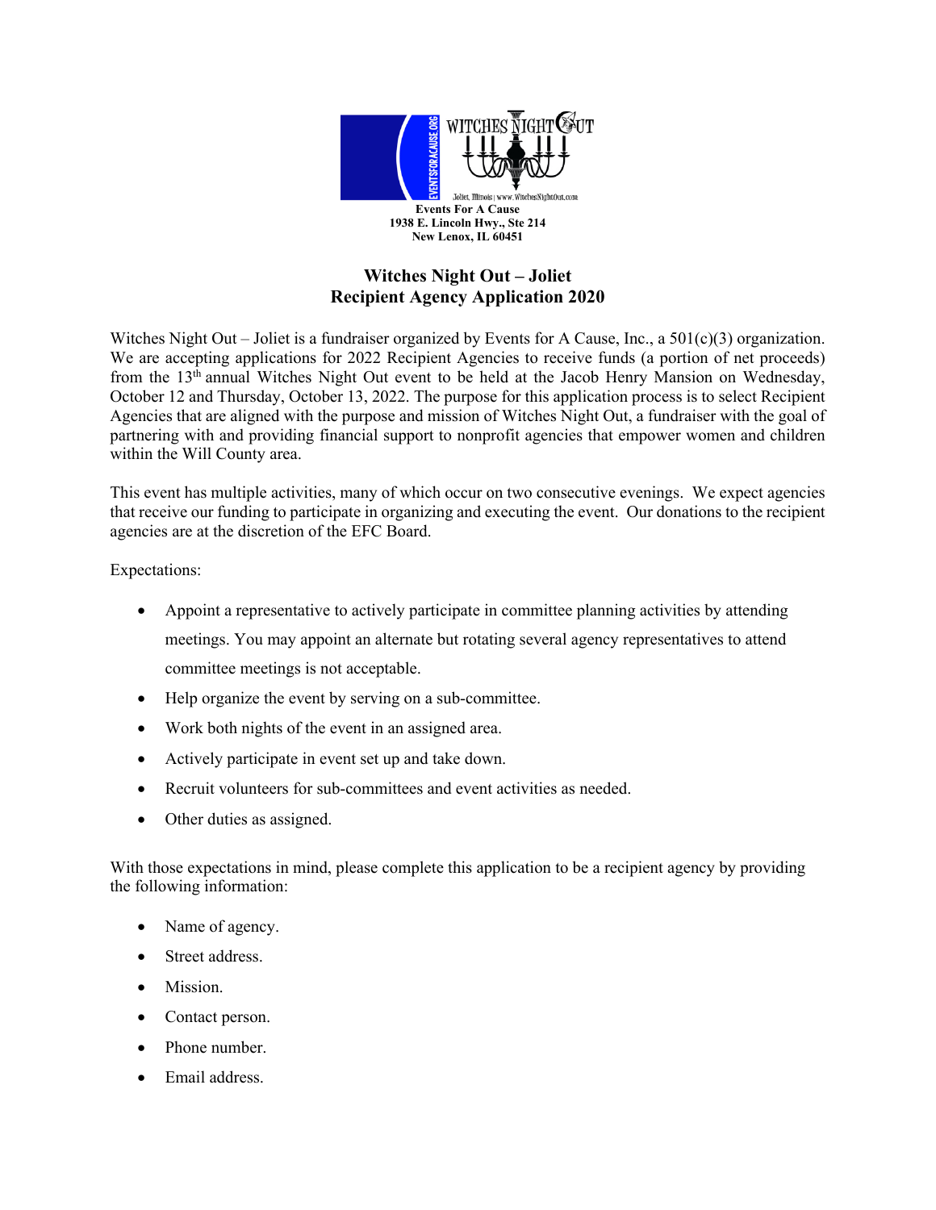Events For A Cause
1938 E. Lincoln Hwy., Ste 214
New Lenox, IL 60451

# Witches Night Out – Joliet
# Recipient Agency Application 2020

Witches Night Out – Joliet is a fundraiser organized by Events for A Cause, Inc., a 501(c)(3) organization. We are accepting applications for 2022 Recipient Agencies to receive funds (a portion of net proceeds) from the 13th annual Witches Night Out event to be held at the Jacob Henry Mansion on Wednesday, October 12 and Thursday, October 13, 2022. The purpose for this application process is to select Recipient Agencies that are aligned with the purpose and mission of Witches Night Out, a fundraiser with the goal of partnering with and providing financial support to nonprofit agencies that empower women and children within the Will County area.

This event has multiple activities, many of which occur on two consecutive evenings. We expect agencies that receive our funding to participate in organizing and executing the event. Our donations to the recipient agencies are at the discretion of the EFC Board.

Expectations:

- Appoint a representative to actively participate in committee planning activities by attending meetings. You may appoint an alternate but rotating several agency representatives to attend committee meetings is not acceptable.
- Help organize the event by serving on a sub-committee.
- Work both nights of the event in an assigned area.
- Actively participate in event set up and take down.
- Recruit volunteers for sub-committees and event activities as needed.
- Other duties as assigned.

With those expectations in mind, please complete this application to be a recipient agency by providing the following information:

- Name of agency.
- Street address.
- Mission.
- Contact person.
- Phone number.
- Email address.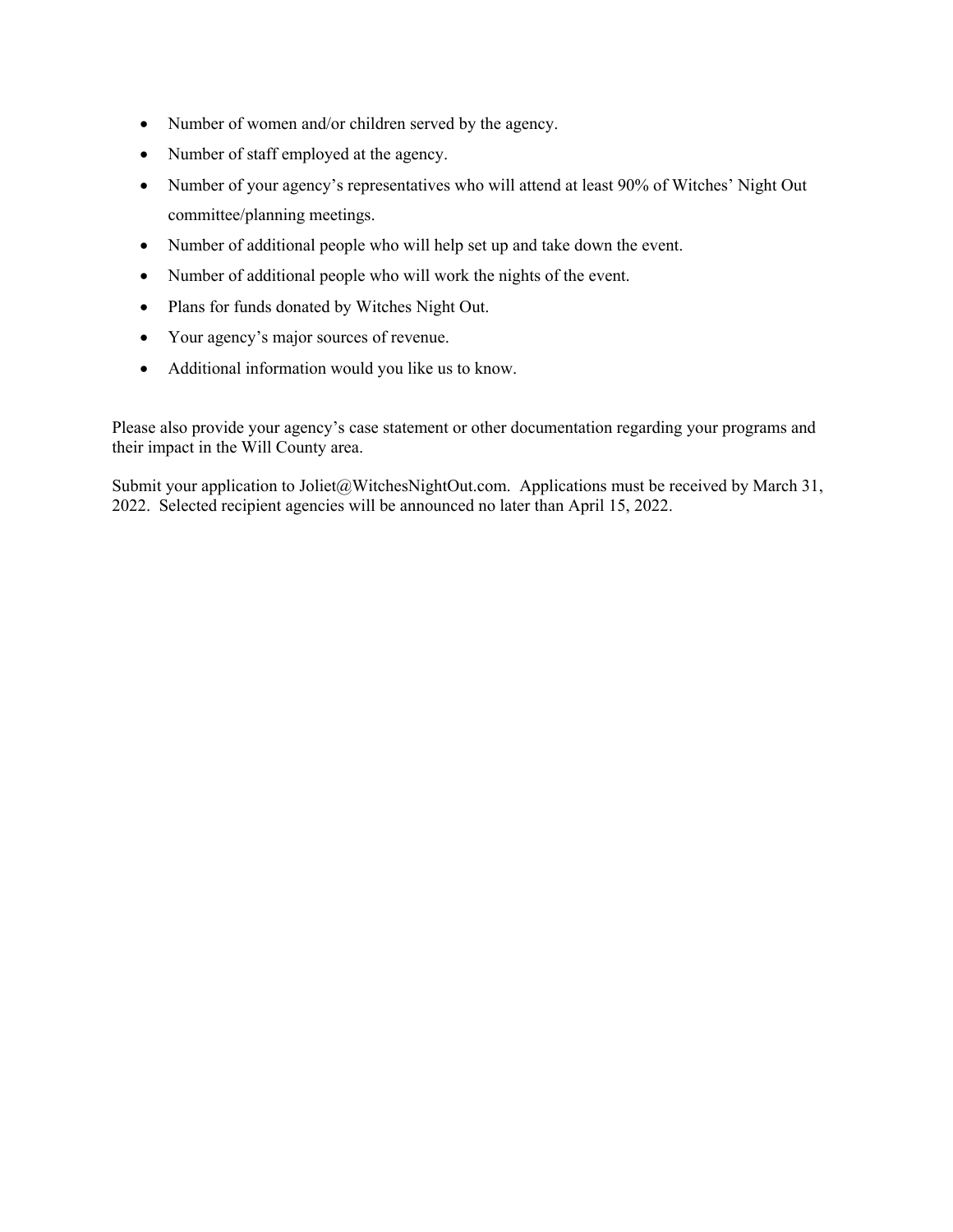- Number of women and/or children served by the agency.
- Number of staff employed at the agency.
- Number of your agency's representatives who will attend at least 90% of Witches' Night Out committee/planning meetings.
- Number of additional people who will help set up and take down the event.
- Number of additional people who will work the nights of the event.
- Plans for funds donated by Witches Night Out.
- Your agency's major sources of revenue.
- Additional information would you like us to know.

Please also provide your agency's case statement or other documentation regarding your programs and their impact in the Will County area.

Submit your application to Joliet@WitchesNightOut.com. Applications must be received by March 31, 2022. Selected recipient agencies will be announced no later than April 15, 2022.